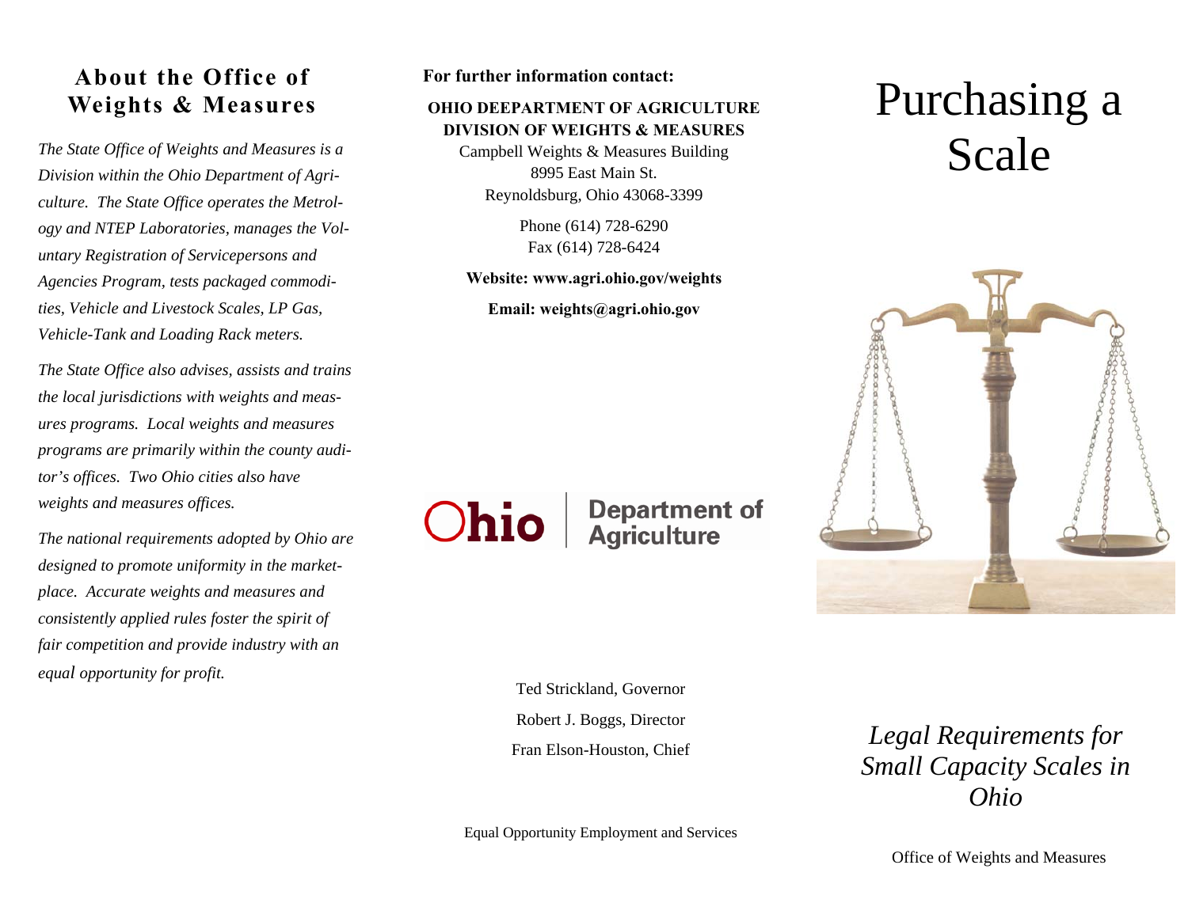## About the Office of Weights & Measures

*The State Office of Weights and Measures is a Division within the Ohio Department of Agriculture. The State Office operates the Metrology and NTEP Laboratories, manages the Voluntary Registration of Servicepersons and Agencies Program, tests packaged commodities, Vehicle and Livestock Scales, LP Gas, Vehicle-Tank and Loading Rack meters.*

*The State Office also advises, assists and trains the local jurisdictions with weights and measures programs. Local weights and measures programs are primarily within the county auditor's offices. Two Ohio cities also have weights and measures offices.*

*The national requirements adopted by Ohio are designed to promote uniformity in the marketplace. Accurate weights and measures and consistently applied rules foster the spirit of fair competition and provide industry with an equal opportunity for profit.*

**For further information contact:**

**OHIO DEEPARTMENT OF AGRICULTURE**
**DIVISION OF WEIGHTS & MEASURES**
Campbell Weights & Measures Building
8995 East Main St.
Reynoldsburg, Ohio 43068-3399

Phone (614) 728-6290
Fax (614) 728-6424

**Website: www.agri.ohio.gov/weights**

**Email: weights@agri.ohio.gov**

Ohio | Department of Agriculture

Ted Strickland, Governor

Robert J. Boggs, Director

Fran Elson-Houston, Chief

Equal Opportunity Employment and Services

# Purchasing a Scale

*Legal Requirements for Small Capacity Scales in Ohio*

Office of Weights and Measures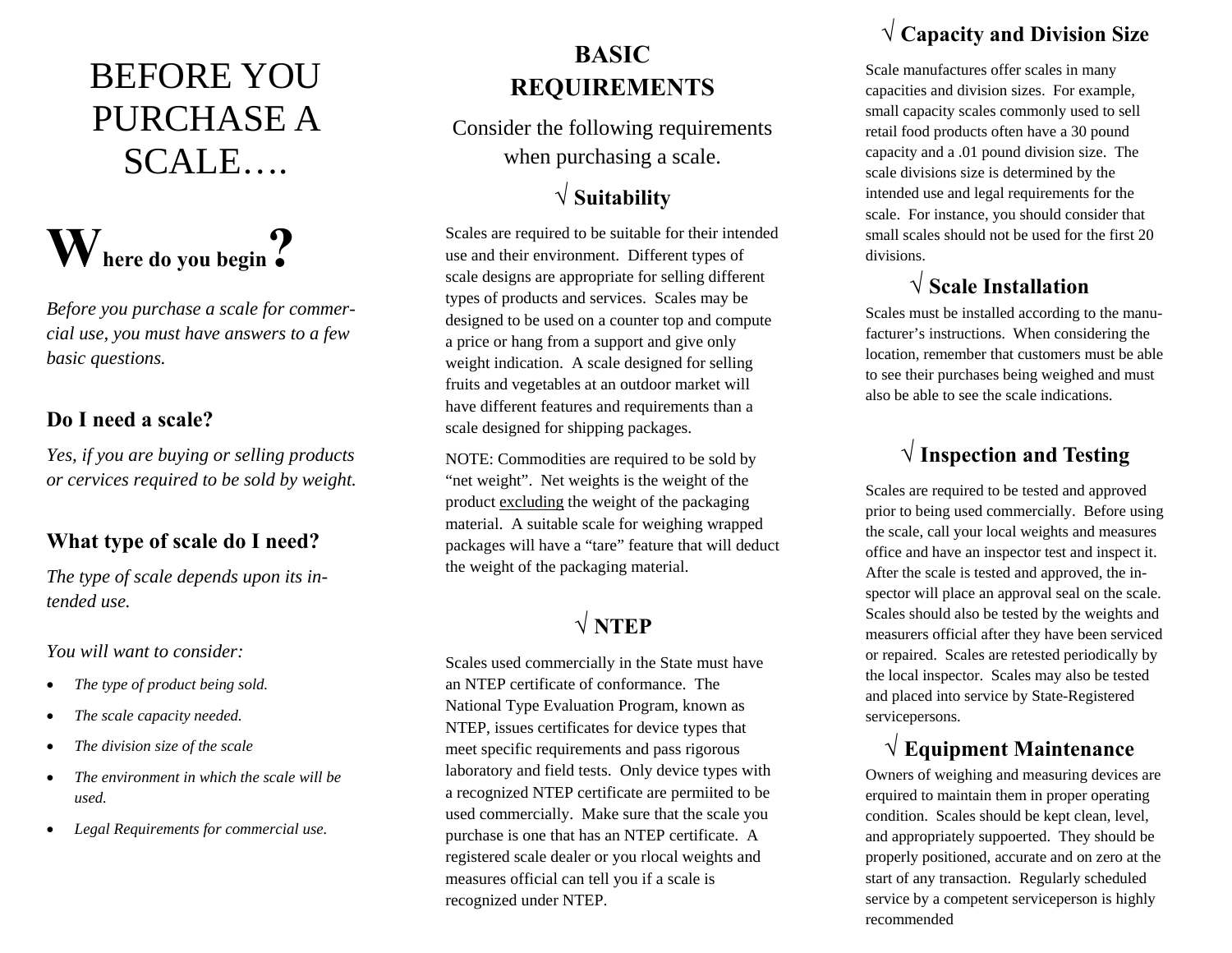# BEFORE YOU PURCHASE A SCALE….

## Where do you begin?

*Before you purchase a scale for commercial use, you must have answers to a few basic questions.*

### Do I need a scale?

*Yes, if you are buying or selling products or cervices required to be sold by weight.*

### What type of scale do I need?

*The type of scale depends upon its intended use.*

*You will want to consider:*

- *The type of product being sold.*
- *The scale capacity needed.*
- *The division size of the scale*
- *The environment in which the scale will be used.*
- *Legal Requirements for commercial use.*

## BASIC REQUIREMENTS

Consider the following requirements when purchasing a scale.

### √ Suitability

Scales are required to be suitable for their intended use and their environment. Different types of scale designs are appropriate for selling different types of products and services. Scales may be designed to be used on a counter top and compute a price or hang from a support and give only weight indication. A scale designed for selling fruits and vegetables at an outdoor market will have different features and requirements than a scale designed for shipping packages.

NOTE: Commodities are required to be sold by "net weight". Net weights is the weight of the product excluding the weight of the packaging material. A suitable scale for weighing wrapped packages will have a "tare" feature that will deduct the weight of the packaging material.

### √ NTEP

Scales used commercially in the State must have an NTEP certificate of conformance. The National Type Evaluation Program, known as NTEP, issues certificates for device types that meet specific requirements and pass rigorous laboratory and field tests. Only device types with a recognized NTEP certificate are permiited to be used commercially. Make sure that the scale you purchase is one that has an NTEP certificate. A registered scale dealer or you rlocal weights and measures official can tell you if a scale is recognized under NTEP.

### √ Capacity and Division Size

Scale manufactures offer scales in many capacities and division sizes. For example, small capacity scales commonly used to sell retail food products often have a 30 pound capacity and a .01 pound division size. The scale divisions size is determined by the intended use and legal requirements for the scale. For instance, you should consider that small scales should not be used for the first 20 divisions.

### √ Scale Installation

Scales must be installed according to the manufacturer's instructions. When considering the location, remember that customers must be able to see their purchases being weighed and must also be able to see the scale indications.

### √ Inspection and Testing

Scales are required to be tested and approved prior to being used commercially. Before using the scale, call your local weights and measures office and have an inspector test and inspect it. After the scale is tested and approved, the inspector will place an approval seal on the scale. Scales should also be tested by the weights and measurers official after they have been serviced or repaired. Scales are retested periodically by the local inspector. Scales may also be tested and placed into service by State-Registered servicepersons.

### √ Equipment Maintenance

Owners of weighing and measuring devices are erquired to maintain them in proper operating condition. Scales should be kept clean, level, and appropriately suppoerted. They should be properly positioned, accurate and on zero at the start of any transaction. Regularly scheduled service by a competent serviceperson is highly recommended